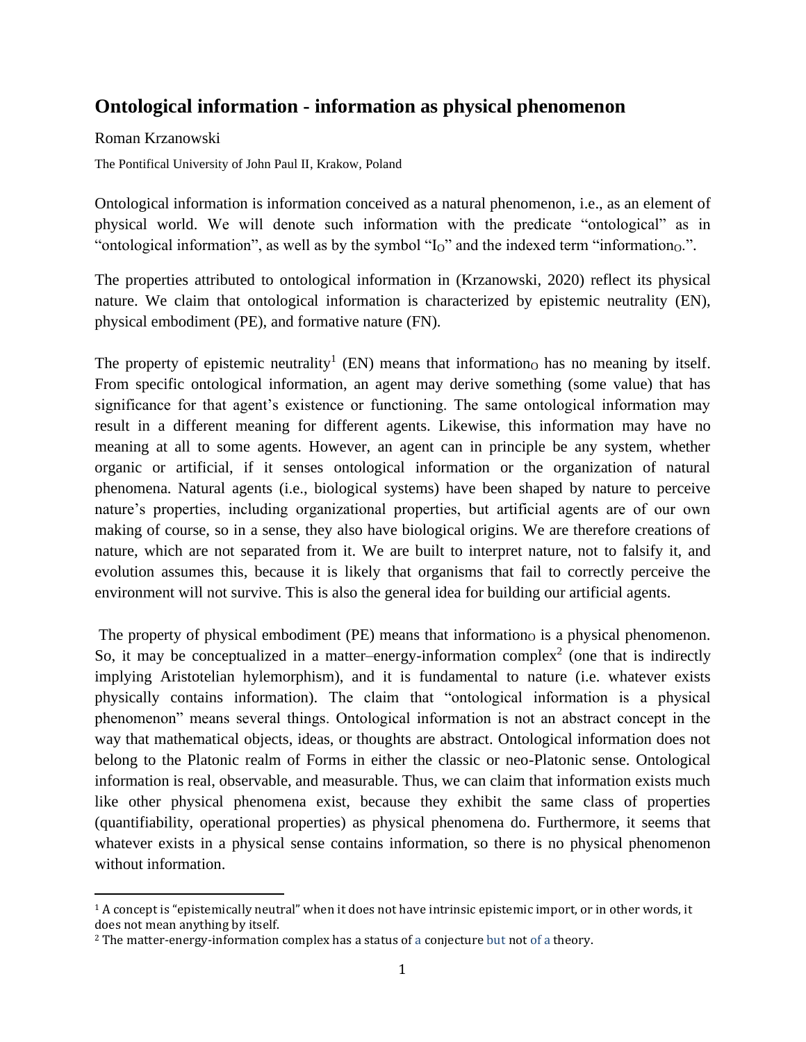## Ontological information - information as physical phenomenon

Roman Krzanowski

The Pontifical University of John Paul II, Krakow, Poland

Ontological information is information conceived as a natural phenomenon, i.e., as an element of physical world. We will denote such information with the predicate "ontological" as in "ontological information", as well as by the symbol "$I_O$" and the indexed term "information$_O$.".

The properties attributed to ontological information in (Krzanowski, 2020) reflect its physical nature. We claim that ontological information is characterized by epistemic neutrality (EN), physical embodiment (PE), and formative nature (FN).

The property of epistemic neutrality[1] (EN) means that information$_O$ has no meaning by itself. From specific ontological information, an agent may derive something (some value) that has significance for that agent's existence or functioning. The same ontological information may result in a different meaning for different agents. Likewise, this information may have no meaning at all to some agents. However, an agent can in principle be any system, whether organic or artificial, if it senses ontological information or the organization of natural phenomena. Natural agents (i.e., biological systems) have been shaped by nature to perceive nature's properties, including organizational properties, but artificial agents are of our own making of course, so in a sense, they also have biological origins. We are therefore creations of nature, which are not separated from it. We are built to interpret nature, not to falsify it, and evolution assumes this, because it is likely that organisms that fail to correctly perceive the environment will not survive. This is also the general idea for building our artificial agents.

The property of physical embodiment (PE) means that information$_O$ is a physical phenomenon. So, it may be conceptualized in a matter–energy-information complex[2] (one that is indirectly implying Aristotelian hylemorphism), and it is fundamental to nature (i.e. whatever exists physically contains information). The claim that "ontological information is a physical phenomenon" means several things. Ontological information is not an abstract concept in the way that mathematical objects, ideas, or thoughts are abstract. Ontological information does not belong to the Platonic realm of Forms in either the classic or neo-Platonic sense. Ontological information is real, observable, and measurable. Thus, we can claim that information exists much like other physical phenomena exist, because they exhibit the same class of properties (quantifiability, operational properties) as physical phenomena do. Furthermore, it seems that whatever exists in a physical sense contains information, so there is no physical phenomenon without information.

---

[1] A concept is "epistemically neutral" when it does not have intrinsic epistemic import, or in other words, it does not mean anything by itself.

[2] The matter-energy-information complex has a status of a conjecture but not of a theory.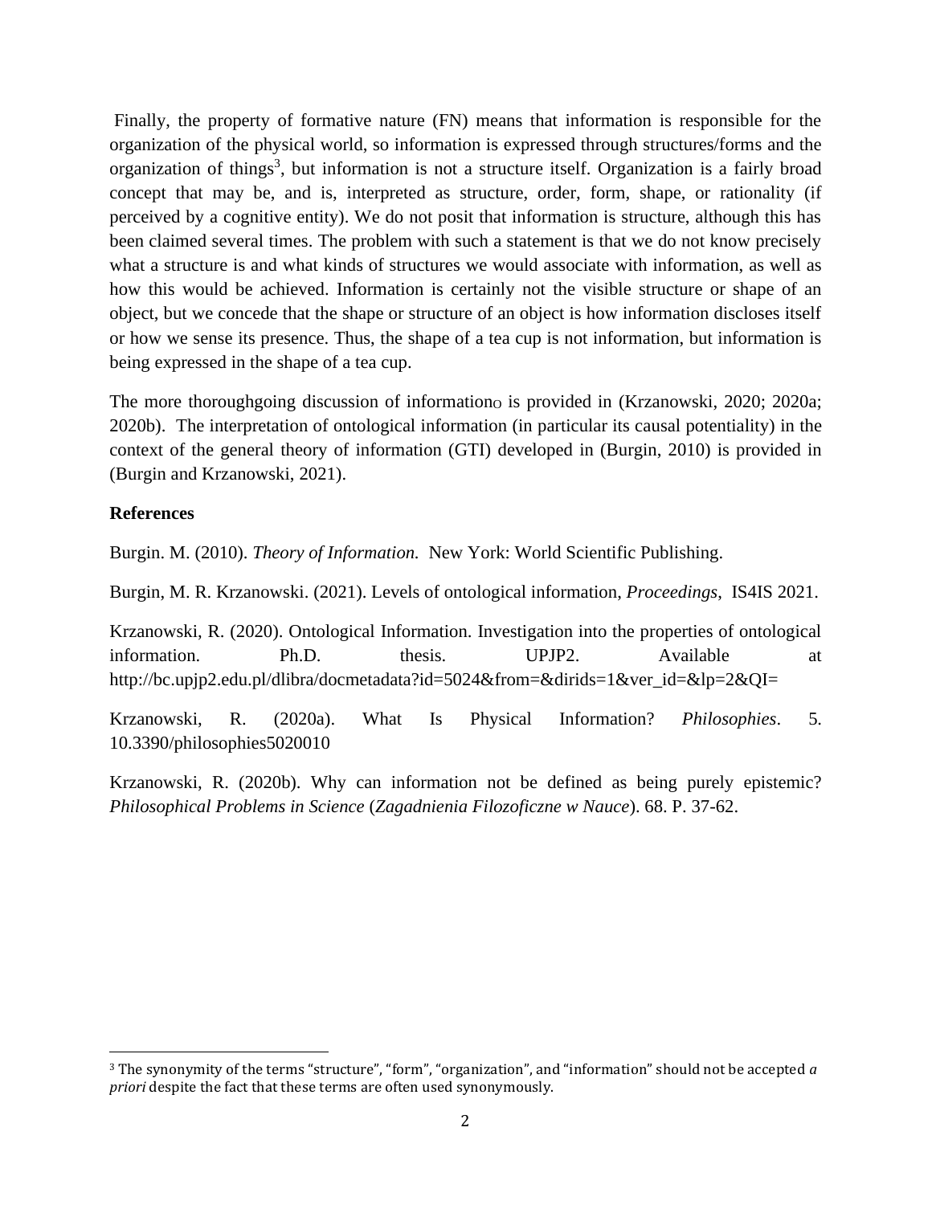Finally, the property of formative nature (FN) means that information is responsible for the organization of the physical world, so information is expressed through structures/forms and the organization of things[3], but information is not a structure itself. Organization is a fairly broad concept that may be, and is, interpreted as structure, order, form, shape, or rationality (if perceived by a cognitive entity). We do not posit that information is structure, although this has been claimed several times. The problem with such a statement is that we do not know precisely what a structure is and what kinds of structures we would associate with information, as well as how this would be achieved. Information is certainly not the visible structure or shape of an object, but we concede that the shape or structure of an object is how information discloses itself or how we sense its presence. Thus, the shape of a tea cup is not information, but information is being expressed in the shape of a tea cup.

The more thoroughgoing discussion of $\text{information}_O$ is provided in (Krzanowski, 2020; 2020a; 2020b). The interpretation of ontological information (in particular its causal potentiality) in the context of the general theory of information (GTI) developed in (Burgin, 2010) is provided in (Burgin and Krzanowski, 2021).

**References**

Burgin. M. (2010). *Theory of Information.* New York: World Scientific Publishing.

Burgin, M. R. Krzanowski. (2021). Levels of ontological information, *Proceedings*, IS4IS 2021.

Krzanowski, R. (2020). Ontological Information. Investigation into the properties of ontological information. Ph.D. thesis. UPJP2. Available at http://bc.upjp2.edu.pl/dlibra/docmetadata?id=5024&from=&dirids=1&ver_id=&lp=2&QI=

Krzanowski, R. (2020a). What Is Physical Information? *Philosophies*. 5. 10.3390/philosophies5020010

Krzanowski, R. (2020b). Why can information not be defined as being purely epistemic? *Philosophical Problems in Science* (*Zagadnienia Filozoficzne w Nauce*). 68. P. 37-62.

[3] The synonymity of the terms "structure", "form", "organization", and "information" should not be accepted *a priori* despite the fact that these terms are often used synonymously.